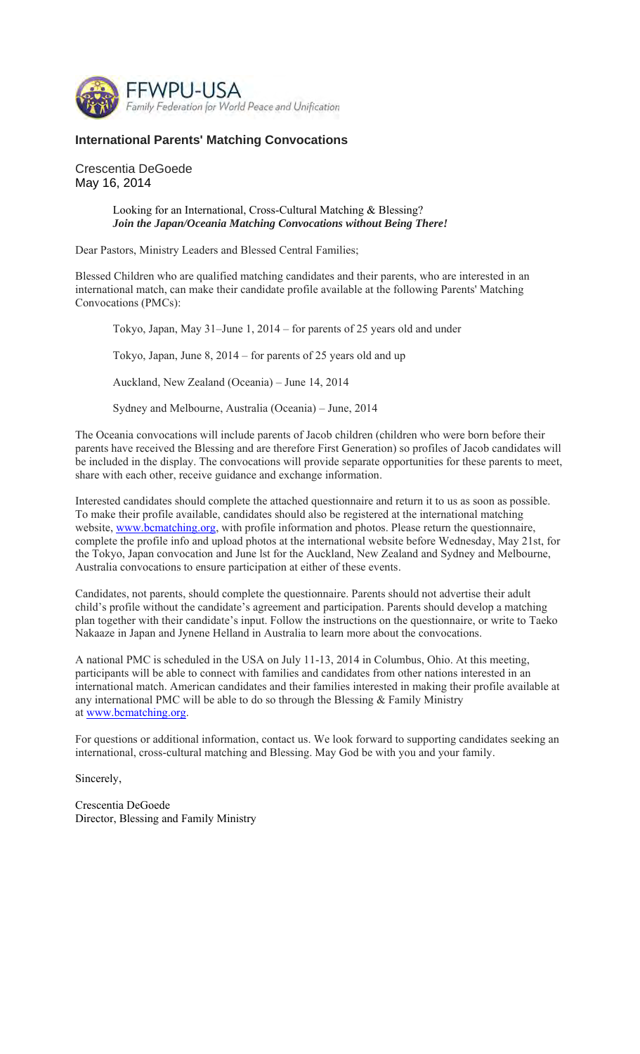FFWPU-USA
Family Federation for World Peace and Unification

## International Parents' Matching Convocations

Crescentia DeGoede
May 16, 2014

Looking for an International, Cross-Cultural Matching & Blessing?
***Join the Japan/Oceania Matching Convocations without Being There!***

Dear Pastors, Ministry Leaders and Blessed Central Families;

Blessed Children who are qualified matching candidates and their parents, who are interested in an international match, can make their candidate profile available at the following Parents' Matching Convocations (PMCs):

Tokyo, Japan, May 31–June 1, 2014 – for parents of 25 years old and under

Tokyo, Japan, June 8, 2014 – for parents of 25 years old and up

Auckland, New Zealand (Oceania) – June 14, 2014

Sydney and Melbourne, Australia (Oceania) – June, 2014

The Oceania convocations will include parents of Jacob children (children who were born before their parents have received the Blessing and are therefore First Generation) so profiles of Jacob candidates will be included in the display. The convocations will provide separate opportunities for these parents to meet, share with each other, receive guidance and exchange information.

Interested candidates should complete the attached questionnaire and return it to us as soon as possible. To make their profile available, candidates should also be registered at the international matching website, www.bcmatching.org, with profile information and photos. Please return the questionnaire, complete the profile info and upload photos at the international website before Wednesday, May 21st, for the Tokyo, Japan convocation and June lst for the Auckland, New Zealand and Sydney and Melbourne, Australia convocations to ensure participation at either of these events.

Candidates, not parents, should complete the questionnaire. Parents should not advertise their adult child's profile without the candidate's agreement and participation. Parents should develop a matching plan together with their candidate's input. Follow the instructions on the questionnaire, or write to Taeko Nakaaze in Japan and Jynene Helland in Australia to learn more about the convocations.

A national PMC is scheduled in the USA on July 11-13, 2014 in Columbus, Ohio. At this meeting, participants will be able to connect with families and candidates from other nations interested in an international match. American candidates and their families interested in making their profile available at any international PMC will be able to do so through the Blessing & Family Ministry at www.bcmatching.org.

For questions or additional information, contact us. We look forward to supporting candidates seeking an international, cross-cultural matching and Blessing. May God be with you and your family.

Sincerely,

Crescentia DeGoede
Director, Blessing and Family Ministry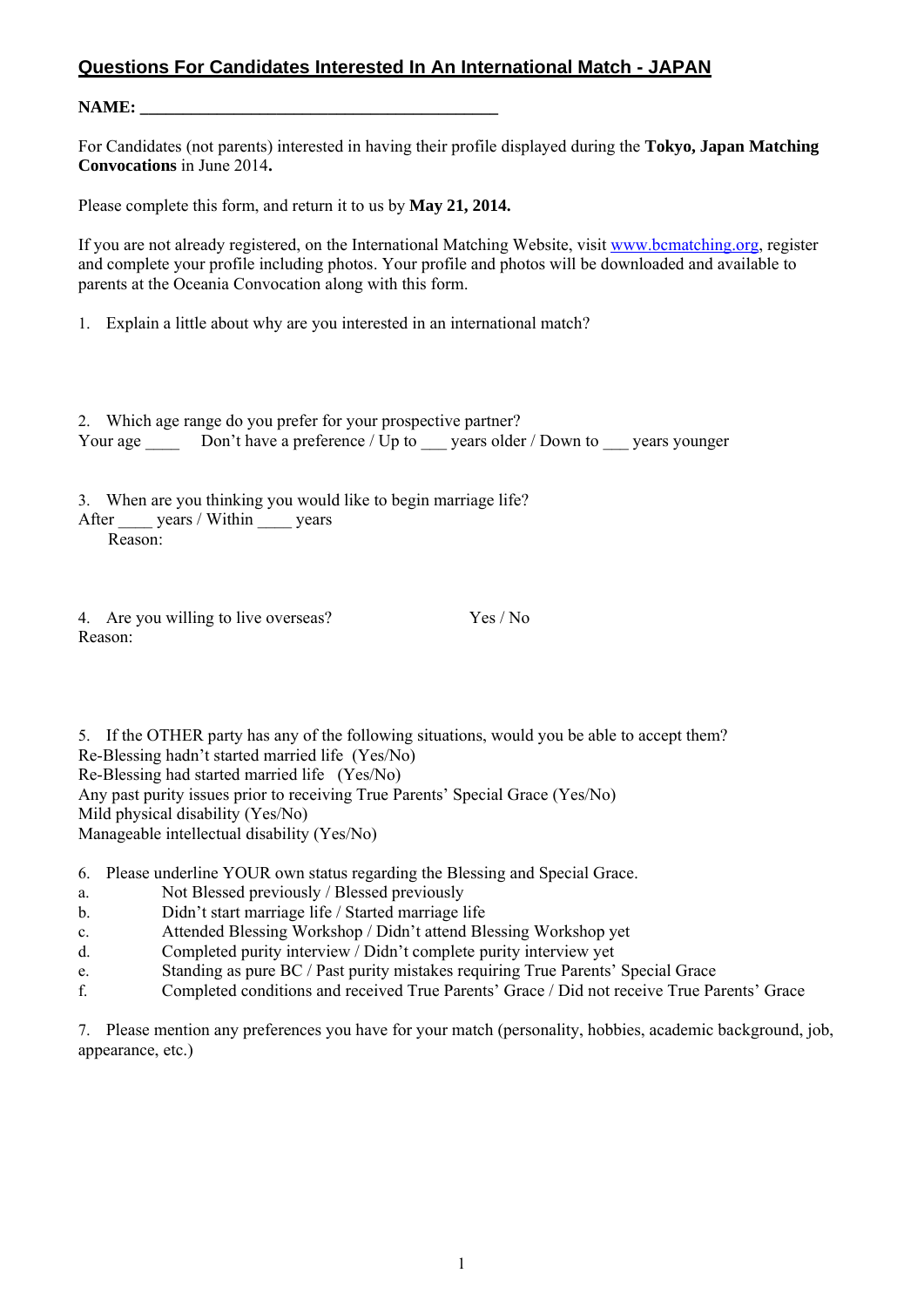# Questions For Candidates Interested In An International Match - JAPAN

**NAME: ___________________________________________**

For Candidates (not parents) interested in having their profile displayed during the **Tokyo, Japan Matching Convocations** in June 2014**.**

Please complete this form, and return it to us by **May 21, 2014.**

If you are not already registered, on the International Matching Website, visit www.bcmatching.org, register and complete your profile including photos. Your profile and photos will be downloaded and available to parents at the Oceania Convocation along with this form.

1. Explain a little about why are you interested in an international match?

2. Which age range do you prefer for your prospective partner?
Your age ____ Don't have a preference / Up to ___ years older / Down to ___ years younger

3. When are you thinking you would like to begin marriage life?
After ____ years / Within ____ years
Reason:

4. Are you willing to live overseas? Yes / No
Reason:

5. If the OTHER party has any of the following situations, would you be able to accept them?
Re-Blessing hadn't started married life (Yes/No)
Re-Blessing had started married life (Yes/No)
Any past purity issues prior to receiving True Parents' Special Grace (Yes/No)
Mild physical disability (Yes/No)
Manageable intellectual disability (Yes/No)

6. Please underline YOUR own status regarding the Blessing and Special Grace.
a. Not Blessed previously / Blessed previously
b. Didn't start marriage life / Started marriage life
c. Attended Blessing Workshop / Didn't attend Blessing Workshop yet
d. Completed purity interview / Didn't complete purity interview yet
e. Standing as pure BC / Past purity mistakes requiring True Parents' Special Grace
f. Completed conditions and received True Parents' Grace / Did not receive True Parents' Grace

7. Please mention any preferences you have for your match (personality, hobbies, academic background, job, appearance, etc.)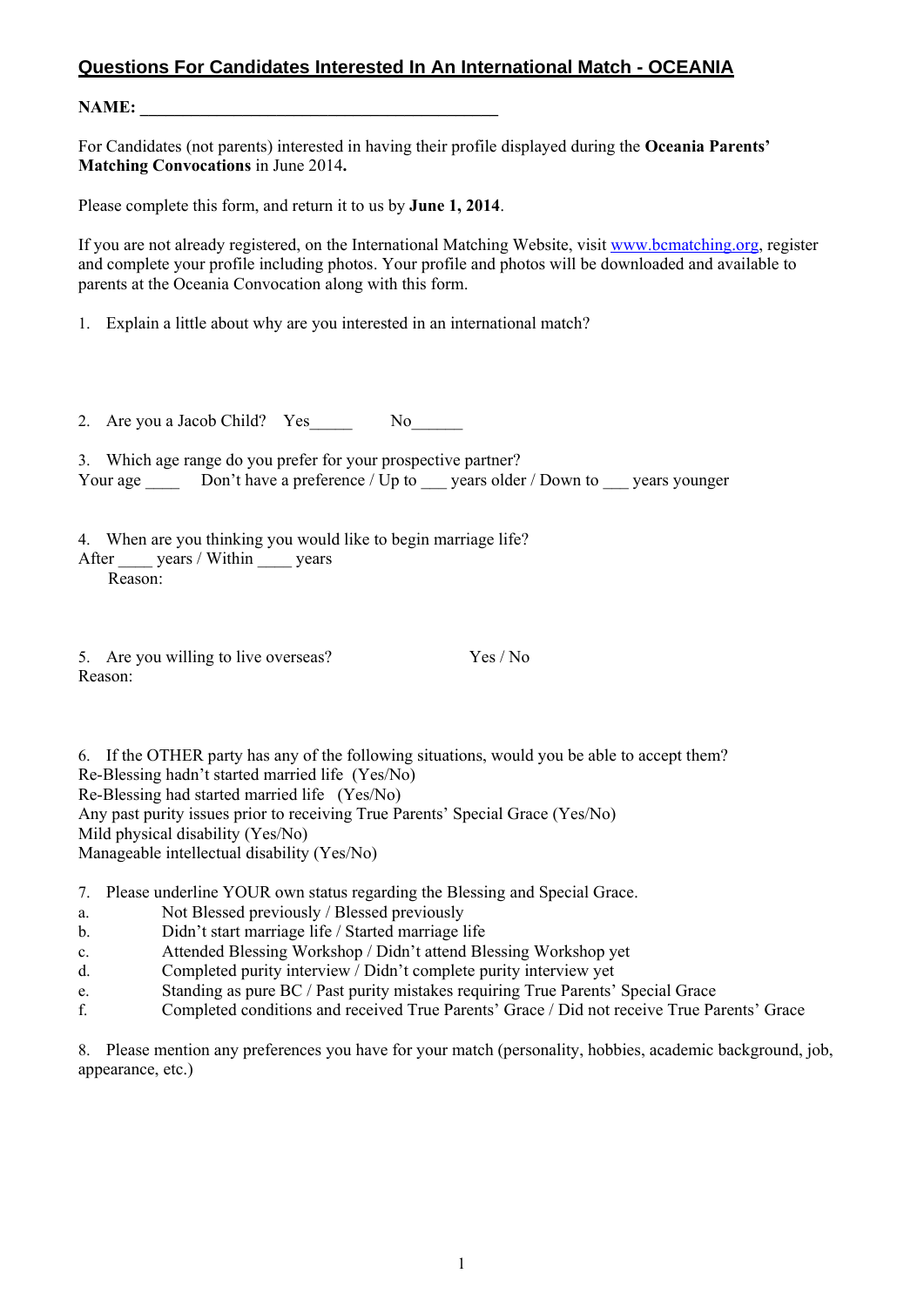# Questions For Candidates Interested In An International Match - OCEANIA

**NAME: ___________________________________________**

For Candidates (not parents) interested in having their profile displayed during the **Oceania Parents' Matching Convocations** in June 2014**.**

Please complete this form, and return it to us by **June 1, 2014**.

If you are not already registered, on the International Matching Website, visit www.bcmatching.org, register and complete your profile including photos. Your profile and photos will be downloaded and available to parents at the Oceania Convocation along with this form.

1. Explain a little about why are you interested in an international match?

2. Are you a Jacob Child? Yes_____ No______

3. Which age range do you prefer for your prospective partner?
Your age ____ Don't have a preference / Up to ___ years older / Down to ___ years younger

4. When are you thinking you would like to begin marriage life?
After ____ years / Within ____ years
Reason:

5. Are you willing to live overseas? Yes / No
Reason:

6. If the OTHER party has any of the following situations, would you be able to accept them?
Re-Blessing hadn't started married life (Yes/No)
Re-Blessing had started married life (Yes/No)
Any past purity issues prior to receiving True Parents' Special Grace (Yes/No)
Mild physical disability (Yes/No)
Manageable intellectual disability (Yes/No)

7. Please underline YOUR own status regarding the Blessing and Special Grace.
a. Not Blessed previously / Blessed previously
b. Didn't start marriage life / Started marriage life
c. Attended Blessing Workshop / Didn't attend Blessing Workshop yet
d. Completed purity interview / Didn't complete purity interview yet
e. Standing as pure BC / Past purity mistakes requiring True Parents' Special Grace
f. Completed conditions and received True Parents' Grace / Did not receive True Parents' Grace

8. Please mention any preferences you have for your match (personality, hobbies, academic background, job, appearance, etc.)